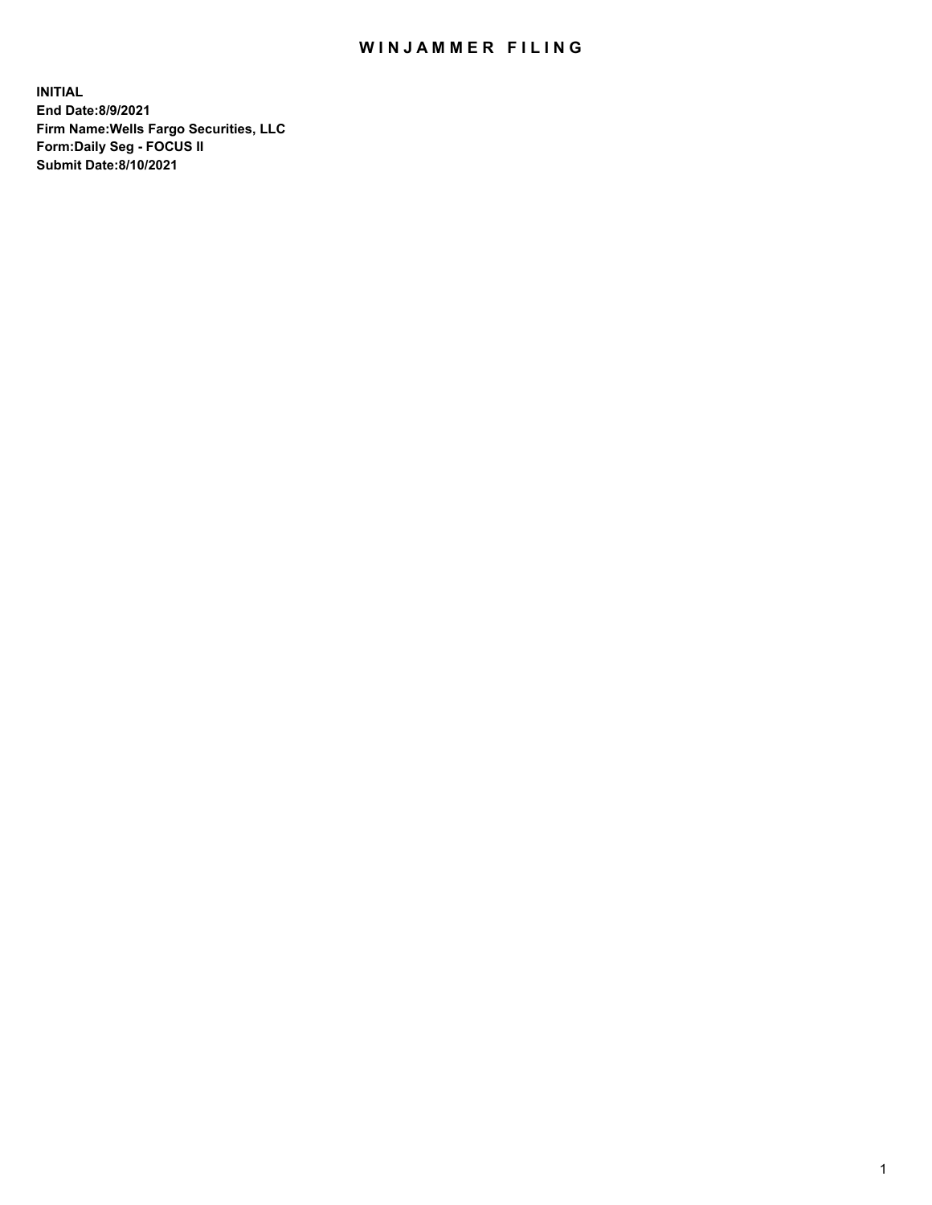# WINJAMMER FILING

**INITIAL**
**End Date:8/9/2021**
**Firm Name:Wells Fargo Securities, LLC**
**Form:Daily Seg - FOCUS II**
**Submit Date:8/10/2021**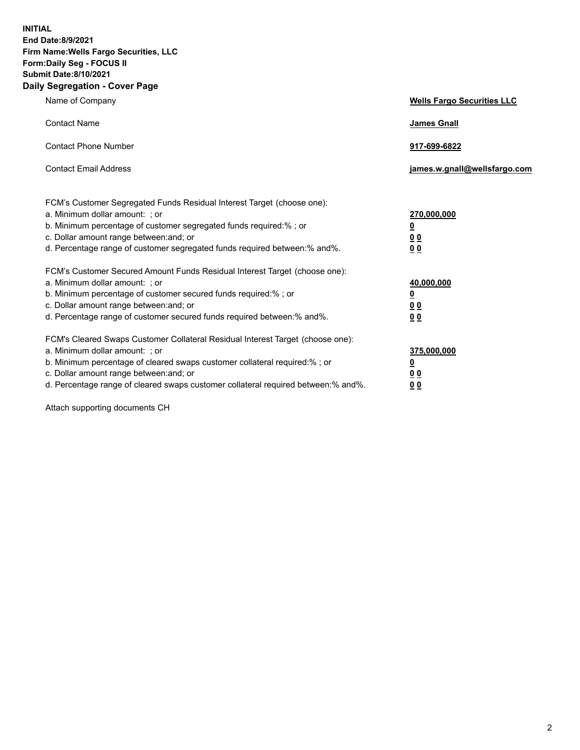**INITIAL**
**End Date:8/9/2021**
**Firm Name:Wells Fargo Securities, LLC**
**Form:Daily Seg - FOCUS II**
**Submit Date:8/10/2021**

## Daily Segregation - Cover Page

| | |
|---|---|
| Name of Company | **Wells Fargo Securities LLC** |
| Contact Name | **James Gnall** |
| Contact Phone Number | **917-699-6822** |
| Contact Email Address | **james.w.gnall@wellsfargo.com** |

| | |
|---|---|
| FCM's Customer Segregated Funds Residual Interest Target (choose one): | |
| a. Minimum dollar amount: ; or | **270,000,000** |
| b. Minimum percentage of customer segregated funds required:% ; or | **0** |
| c. Dollar amount range between:and; or | **0 0** |
| d. Percentage range of customer segregated funds required between:% and%. | **0 0** |
| FCM's Customer Secured Amount Funds Residual Interest Target (choose one): | |
| a. Minimum dollar amount: ; or | **40,000,000** |
| b. Minimum percentage of customer secured funds required:% ; or | **0** |
| c. Dollar amount range between:and; or | **0 0** |
| d. Percentage range of customer secured funds required between:% and%. | **0 0** |
| FCM's Cleared Swaps Customer Collateral Residual Interest Target (choose one): | |
| a. Minimum dollar amount: ; or | **375,000,000** |
| b. Minimum percentage of cleared swaps customer collateral required:% ; or | **0** |
| c. Dollar amount range between:and; or | **0 0** |
| d. Percentage range of cleared swaps customer collateral required between:% and%. | **0 0** |

Attach supporting documents CH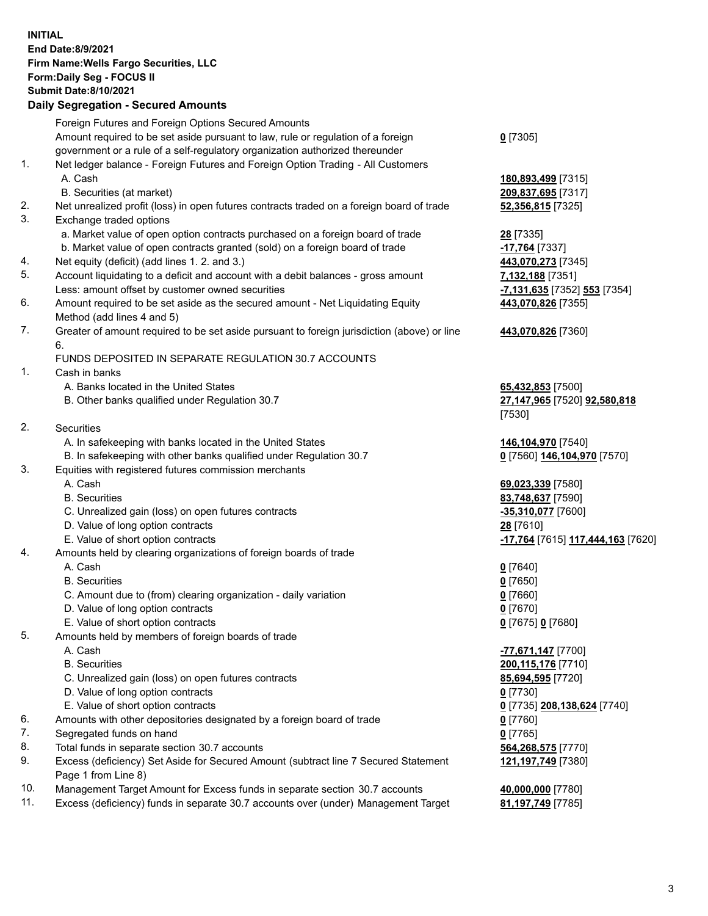**INITIAL**
**End Date:8/9/2021**
**Firm Name:Wells Fargo Securities, LLC**
**Form:Daily Seg - FOCUS II**
**Submit Date:8/10/2021**

## Daily Segregation - Secured Amounts

| | | |
|---|---|---|
| | Foreign Futures and Foreign Options Secured Amounts | |
| | Amount required to be set aside pursuant to law, rule or regulation of a foreign government or a rule of a self-regulatory organization authorized thereunder | **0** [7305] |
| 1. | Net ledger balance - Foreign Futures and Foreign Option Trading - All Customers | |
| | A. Cash | **180,893,499** [7315] |
| | B. Securities (at market) | **209,837,695** [7317] |
| 2. | Net unrealized profit (loss) in open futures contracts traded on a foreign board of trade | **52,356,815** [7325] |
| 3. | Exchange traded options | |
| | a. Market value of open option contracts purchased on a foreign board of trade | **28** [7335] |
| | b. Market value of open contracts granted (sold) on a foreign board of trade | **-17,764** [7337] |
| 4. | Net equity (deficit) (add lines 1. 2. and 3.) | **443,070,273** [7345] |
| 5. | Account liquidating to a deficit and account with a debit balances - gross amount | **7,132,188** [7351] |
| | Less: amount offset by customer owned securities | **-7,131,635** [7352] **553** [7354] |
| 6. | Amount required to be set aside as the secured amount - Net Liquidating Equity Method (add lines 4 and 5) | **443,070,826** [7355] |
| 7. | Greater of amount required to be set aside pursuant to foreign jurisdiction (above) or line 6. | **443,070,826** [7360] |
| | FUNDS DEPOSITED IN SEPARATE REGULATION 30.7 ACCOUNTS | |
| 1. | Cash in banks | |
| | A. Banks located in the United States | **65,432,853** [7500] |
| | B. Other banks qualified under Regulation 30.7 | **27,147,965** [7520] **92,580,818** [7530] |
| 2. | Securities | |
| | A. In safekeeping with banks located in the United States | **146,104,970** [7540] |
| | B. In safekeeping with other banks qualified under Regulation 30.7 | **0** [7560] **146,104,970** [7570] |
| 3. | Equities with registered futures commission merchants | |
| | A. Cash | **69,023,339** [7580] |
| | B. Securities | **83,748,637** [7590] |
| | C. Unrealized gain (loss) on open futures contracts | **-35,310,077** [7600] |
| | D. Value of long option contracts | **28** [7610] |
| | E. Value of short option contracts | **-17,764** [7615] **117,444,163** [7620] |
| 4. | Amounts held by clearing organizations of foreign boards of trade | |
| | A. Cash | **0** [7640] |
| | B. Securities | **0** [7650] |
| | C. Amount due to (from) clearing organization - daily variation | **0** [7660] |
| | D. Value of long option contracts | **0** [7670] |
| | E. Value of short option contracts | **0** [7675] **0** [7680] |
| 5. | Amounts held by members of foreign boards of trade | |
| | A. Cash | **-77,671,147** [7700] |
| | B. Securities | **200,115,176** [7710] |
| | C. Unrealized gain (loss) on open futures contracts | **85,694,595** [7720] |
| | D. Value of long option contracts | **0** [7730] |
| | E. Value of short option contracts | **0** [7735] **208,138,624** [7740] |
| 6. | Amounts with other depositories designated by a foreign board of trade | **0** [7760] |
| 7. | Segregated funds on hand | **0** [7765] |
| 8. | Total funds in separate section 30.7 accounts | **564,268,575** [7770] |
| 9. | Excess (deficiency) Set Aside for Secured Amount (subtract line 7 Secured Statement Page 1 from Line 8) | **121,197,749** [7380] |
| 10. | Management Target Amount for Excess funds in separate section 30.7 accounts | **40,000,000** [7780] |
| 11. | Excess (deficiency) funds in separate 30.7 accounts over (under) Management Target | **81,197,749** [7785] |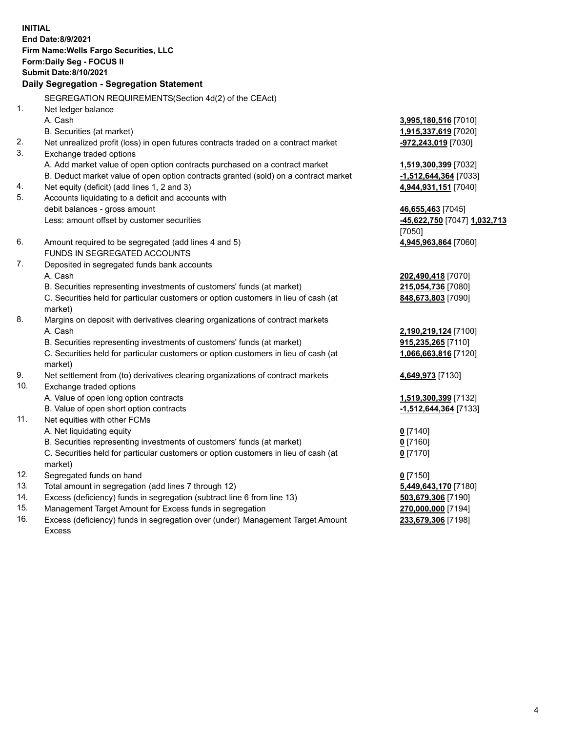**INITIAL**
**End Date:8/9/2021**
**Firm Name:Wells Fargo Securities, LLC**
**Form:Daily Seg - FOCUS II**
**Submit Date:8/10/2021**

**Daily Segregation - Segregation Statement**

| | | |
|---|---|---|
| | SEGREGATION REQUIREMENTS(Section 4d(2) of the CEAct) | |
| 1. | Net ledger balance | |
| | A. Cash | **3,995,180,516** [7010] |
| | B. Securities (at market) | **1,915,337,619** [7020] |
| 2. | Net unrealized profit (loss) in open futures contracts traded on a contract market | **-972,243,019** [7030] |
| 3. | Exchange traded options | |
| | A. Add market value of open option contracts purchased on a contract market | **1,519,300,399** [7032] |
| | B. Deduct market value of open option contracts granted (sold) on a contract market | **-1,512,644,364** [7033] |
| 4. | Net equity (deficit) (add lines 1, 2 and 3) | **4,944,931,151** [7040] |
| 5. | Accounts liquidating to a deficit and accounts with debit balances - gross amount | **46,655,463** [7045] |
| | Less: amount offset by customer securities | **-45,622,750** [7047] **1,032,713** [7050] |
| 6. | Amount required to be segregated (add lines 4 and 5) | **4,945,963,864** [7060] |
| | FUNDS IN SEGREGATED ACCOUNTS | |
| 7. | Deposited in segregated funds bank accounts | |
| | A. Cash | **202,490,418** [7070] |
| | B. Securities representing investments of customers' funds (at market) | **215,054,736** [7080] |
| | C. Securities held for particular customers or option customers in lieu of cash (at market) | **848,673,803** [7090] |
| 8. | Margins on deposit with derivatives clearing organizations of contract markets | |
| | A. Cash | **2,190,219,124** [7100] |
| | B. Securities representing investments of customers' funds (at market) | **915,235,265** [7110] |
| | C. Securities held for particular customers or option customers in lieu of cash (at market) | **1,066,663,816** [7120] |
| 9. | Net settlement from (to) derivatives clearing organizations of contract markets | **4,649,973** [7130] |
| 10. | Exchange traded options | |
| | A. Value of open long option contracts | **1,519,300,399** [7132] |
| | B. Value of open short option contracts | **-1,512,644,364** [7133] |
| 11. | Net equities with other FCMs | |
| | A. Net liquidating equity | **0** [7140] |
| | B. Securities representing investments of customers' funds (at market) | **0** [7160] |
| | C. Securities held for particular customers or option customers in lieu of cash (at market) | **0** [7170] |
| 12. | Segregated funds on hand | **0** [7150] |
| 13. | Total amount in segregation (add lines 7 through 12) | **5,449,643,170** [7180] |
| 14. | Excess (deficiency) funds in segregation (subtract line 6 from line 13) | **503,679,306** [7190] |
| 15. | Management Target Amount for Excess funds in segregation | **270,000,000** [7194] |
| 16. | Excess (deficiency) funds in segregation over (under) Management Target Amount Excess | **233,679,306** [7198] |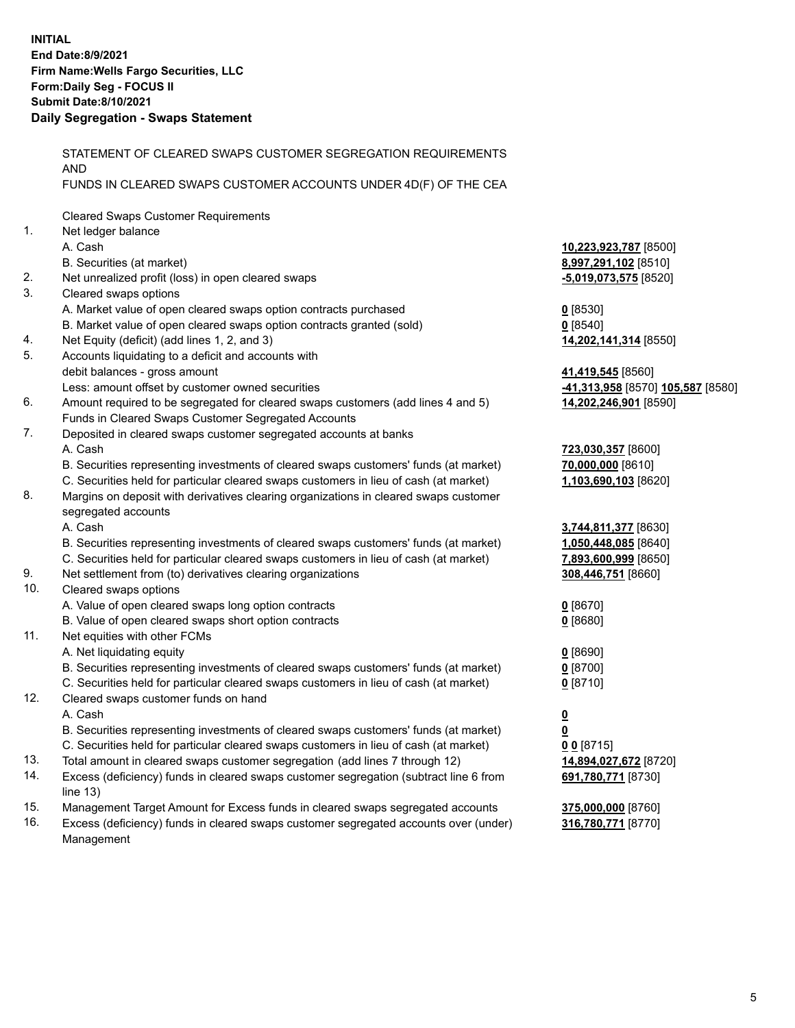**INITIAL**
**End Date:8/9/2021**
**Firm Name:Wells Fargo Securities, LLC**
**Form:Daily Seg - FOCUS II**
**Submit Date:8/10/2021**
**Daily Segregation - Swaps Statement**

STATEMENT OF CLEARED SWAPS CUSTOMER SEGREGATION REQUIREMENTS AND FUNDS IN CLEARED SWAPS CUSTOMER ACCOUNTS UNDER 4D(F) OF THE CEA

| | | |
|---|---|---|
| | Cleared Swaps Customer Requirements | |
| 1. | Net ledger balance | |
| | A. Cash | **10,223,923,787** [8500] |
| | B. Securities (at market) | **8,997,291,102** [8510] |
| 2. | Net unrealized profit (loss) in open cleared swaps | **-5,019,073,575** [8520] |
| 3. | Cleared swaps options | |
| | A. Market value of open cleared swaps option contracts purchased | **0** [8530] |
| | B. Market value of open cleared swaps option contracts granted (sold) | **0** [8540] |
| 4. | Net Equity (deficit) (add lines 1, 2, and 3) | **14,202,141,314** [8550] |
| 5. | Accounts liquidating to a deficit and accounts with debit balances - gross amount | **41,419,545** [8560] |
| | Less: amount offset by customer owned securities | **-41,313,958** [8570] **105,587** [8580] |
| 6. | Amount required to be segregated for cleared swaps customers (add lines 4 and 5) | **14,202,246,901** [8590] |
| | Funds in Cleared Swaps Customer Segregated Accounts | |
| 7. | Deposited in cleared swaps customer segregated accounts at banks | |
| | A. Cash | **723,030,357** [8600] |
| | B. Securities representing investments of cleared swaps customers' funds (at market) | **70,000,000** [8610] |
| | C. Securities held for particular cleared swaps customers in lieu of cash (at market) | **1,103,690,103** [8620] |
| 8. | Margins on deposit with derivatives clearing organizations in cleared swaps customer segregated accounts | |
| | A. Cash | **3,744,811,377** [8630] |
| | B. Securities representing investments of cleared swaps customers' funds (at market) | **1,050,448,085** [8640] |
| | C. Securities held for particular cleared swaps customers in lieu of cash (at market) | **7,893,600,999** [8650] |
| 9. | Net settlement from (to) derivatives clearing organizations | **308,446,751** [8660] |
| 10. | Cleared swaps options | |
| | A. Value of open cleared swaps long option contracts | **0** [8670] |
| | B. Value of open cleared swaps short option contracts | **0** [8680] |
| 11. | Net equities with other FCMs | |
| | A. Net liquidating equity | **0** [8690] |
| | B. Securities representing investments of cleared swaps customers' funds (at market) | **0** [8700] |
| | C. Securities held for particular cleared swaps customers in lieu of cash (at market) | **0** [8710] |
| 12. | Cleared swaps customer funds on hand | |
| | A. Cash | **0** |
| | B. Securities representing investments of cleared swaps customers' funds (at market) | **0** |
| | C. Securities held for particular cleared swaps customers in lieu of cash (at market) | **0** **0** [8715] |
| 13. | Total amount in cleared swaps customer segregation (add lines 7 through 12) | **14,894,027,672** [8720] |
| 14. | Excess (deficiency) funds in cleared swaps customer segregation (subtract line 6 from line 13) | **691,780,771** [8730] |
| 15. | Management Target Amount for Excess funds in cleared swaps segregated accounts | **375,000,000** [8760] |
| 16. | Excess (deficiency) funds in cleared swaps customer segregated accounts over (under) Management | **316,780,771** [8770] |